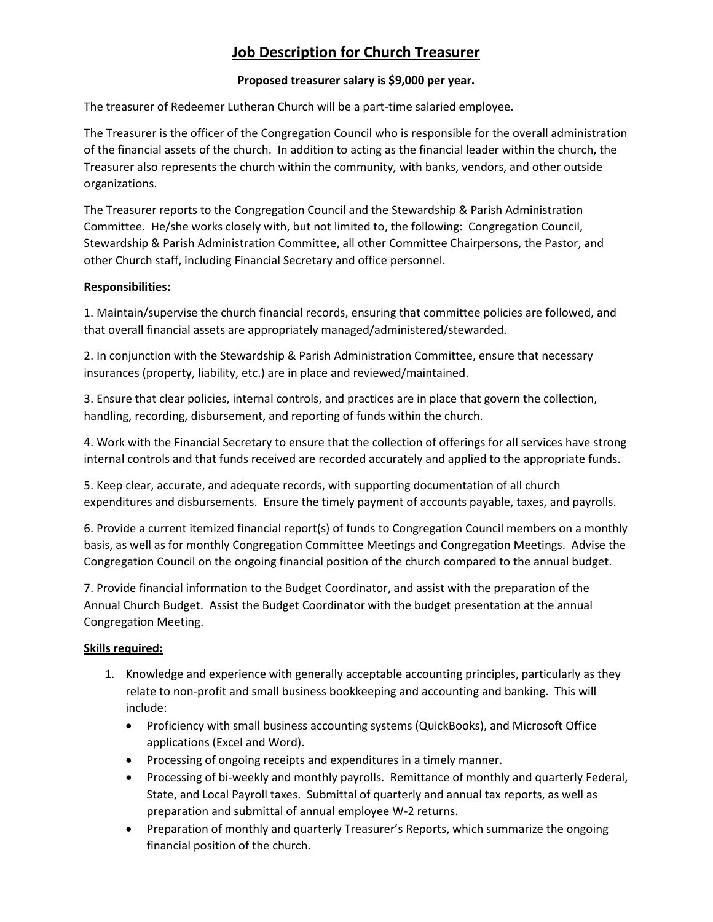# Job Description for Church Treasurer

**Proposed treasurer salary is $9,000 per year.**

The treasurer of Redeemer Lutheran Church will be a part-time salaried employee.

The Treasurer is the officer of the Congregation Council who is responsible for the overall administration of the financial assets of the church. In addition to acting as the financial leader within the church, the Treasurer also represents the church within the community, with banks, vendors, and other outside organizations.

The Treasurer reports to the Congregation Council and the Stewardship & Parish Administration Committee. He/she works closely with, but not limited to, the following: Congregation Council, Stewardship & Parish Administration Committee, all other Committee Chairpersons, the Pastor, and other Church staff, including Financial Secretary and office personnel.

## Responsibilities:

1. Maintain/supervise the church financial records, ensuring that committee policies are followed, and that overall financial assets are appropriately managed/administered/stewarded.

2. In conjunction with the Stewardship & Parish Administration Committee, ensure that necessary insurances (property, liability, etc.) are in place and reviewed/maintained.

3. Ensure that clear policies, internal controls, and practices are in place that govern the collection, handling, recording, disbursement, and reporting of funds within the church.

4. Work with the Financial Secretary to ensure that the collection of offerings for all services have strong internal controls and that funds received are recorded accurately and applied to the appropriate funds.

5. Keep clear, accurate, and adequate records, with supporting documentation of all church expenditures and disbursements. Ensure the timely payment of accounts payable, taxes, and payrolls.

6. Provide a current itemized financial report(s) of funds to Congregation Council members on a monthly basis, as well as for monthly Congregation Committee Meetings and Congregation Meetings. Advise the Congregation Council on the ongoing financial position of the church compared to the annual budget.

7. Provide financial information to the Budget Coordinator, and assist with the preparation of the Annual Church Budget. Assist the Budget Coordinator with the budget presentation at the annual Congregation Meeting.

## Skills required:

1. Knowledge and experience with generally acceptable accounting principles, particularly as they relate to non-profit and small business bookkeeping and accounting and banking. This will include:
   - Proficiency with small business accounting systems (QuickBooks), and Microsoft Office applications (Excel and Word).
   - Processing of ongoing receipts and expenditures in a timely manner.
   - Processing of bi-weekly and monthly payrolls. Remittance of monthly and quarterly Federal, State, and Local Payroll taxes. Submittal of quarterly and annual tax reports, as well as preparation and submittal of annual employee W-2 returns.
   - Preparation of monthly and quarterly Treasurer's Reports, which summarize the ongoing financial position of the church.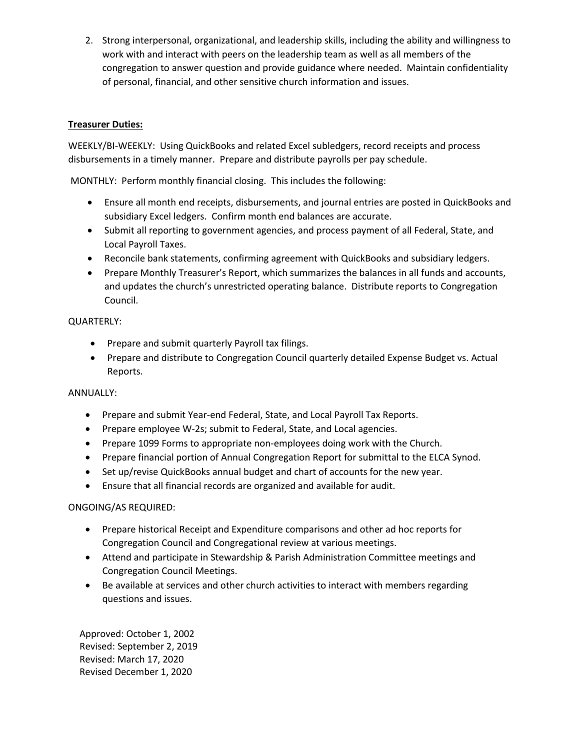2. Strong interpersonal, organizational, and leadership skills, including the ability and willingness to work with and interact with peers on the leadership team as well as all members of the congregation to answer question and provide guidance where needed. Maintain confidentiality of personal, financial, and other sensitive church information and issues.

**<u>Treasurer Duties:</u>**

WEEKLY/BI-WEEKLY: Using QuickBooks and related Excel subledgers, record receipts and process disbursements in a timely manner. Prepare and distribute payrolls per pay schedule.

MONTHLY: Perform monthly financial closing. This includes the following:

- Ensure all month end receipts, disbursements, and journal entries are posted in QuickBooks and subsidiary Excel ledgers. Confirm month end balances are accurate.
- Submit all reporting to government agencies, and process payment of all Federal, State, and Local Payroll Taxes.
- Reconcile bank statements, confirming agreement with QuickBooks and subsidiary ledgers.
- Prepare Monthly Treasurer's Report, which summarizes the balances in all funds and accounts, and updates the church's unrestricted operating balance. Distribute reports to Congregation Council.

QUARTERLY:

- Prepare and submit quarterly Payroll tax filings.
- Prepare and distribute to Congregation Council quarterly detailed Expense Budget vs. Actual Reports.

ANNUALLY:

- Prepare and submit Year-end Federal, State, and Local Payroll Tax Reports.
- Prepare employee W-2s; submit to Federal, State, and Local agencies.
- Prepare 1099 Forms to appropriate non-employees doing work with the Church.
- Prepare financial portion of Annual Congregation Report for submittal to the ELCA Synod.
- Set up/revise QuickBooks annual budget and chart of accounts for the new year.
- Ensure that all financial records are organized and available for audit.

ONGOING/AS REQUIRED:

- Prepare historical Receipt and Expenditure comparisons and other ad hoc reports for Congregation Council and Congregational review at various meetings.
- Attend and participate in Stewardship & Parish Administration Committee meetings and Congregation Council Meetings.
- Be available at services and other church activities to interact with members regarding questions and issues.

Approved: October 1, 2002
Revised: September 2, 2019
Revised: March 17, 2020
Revised December 1, 2020